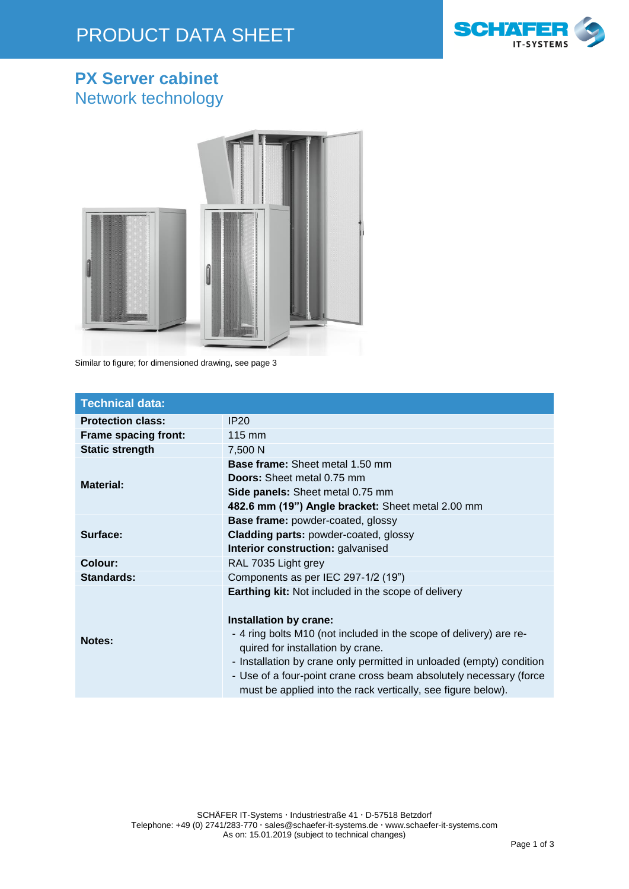# PRODUCT DATA SHEET

## PX Server cabinet
### Network technology

Similar to figure; for dimensioned drawing, see page 3

| Technical data: | |
|---|---|
| **Protection class:** | IP20 |
| **Frame spacing front:** | 115 mm |
| **Static strength** | 7,500 N |
| **Material:** | **Base frame:** Sheet metal 1.50 mm<br>**Doors:** Sheet metal 0.75 mm<br>**Side panels:** Sheet metal 0.75 mm<br>**482.6 mm (19") Angle bracket:** Sheet metal 2.00 mm |
| **Surface:** | **Base frame:** powder-coated, glossy<br>**Cladding parts:** powder-coated, glossy<br>**Interior construction:** galvanised |
| **Colour:** | RAL 7035 Light grey |
| **Standards:** | Components as per IEC 297-1/2 (19") |
| **Notes:** | **Earthing kit:** Not included in the scope of delivery<br><br>**Installation by crane:**<br>- 4 ring bolts M10 (not included in the scope of delivery) are required for installation by crane.<br>- Installation by crane only permitted in unloaded (empty) condition<br>- Use of a four-point crane cross beam absolutely necessary (force must be applied into the rack vertically, see figure below). |

SCHÄFER IT-Systems · Industriestraße 41 · D-57518 Betzdorf
Telephone: +49 (0) 2741/283-770 · sales@schaefer-it-systems.de · www.schaefer-it-systems.com
As on: 15.01.2019 (subject to technical changes)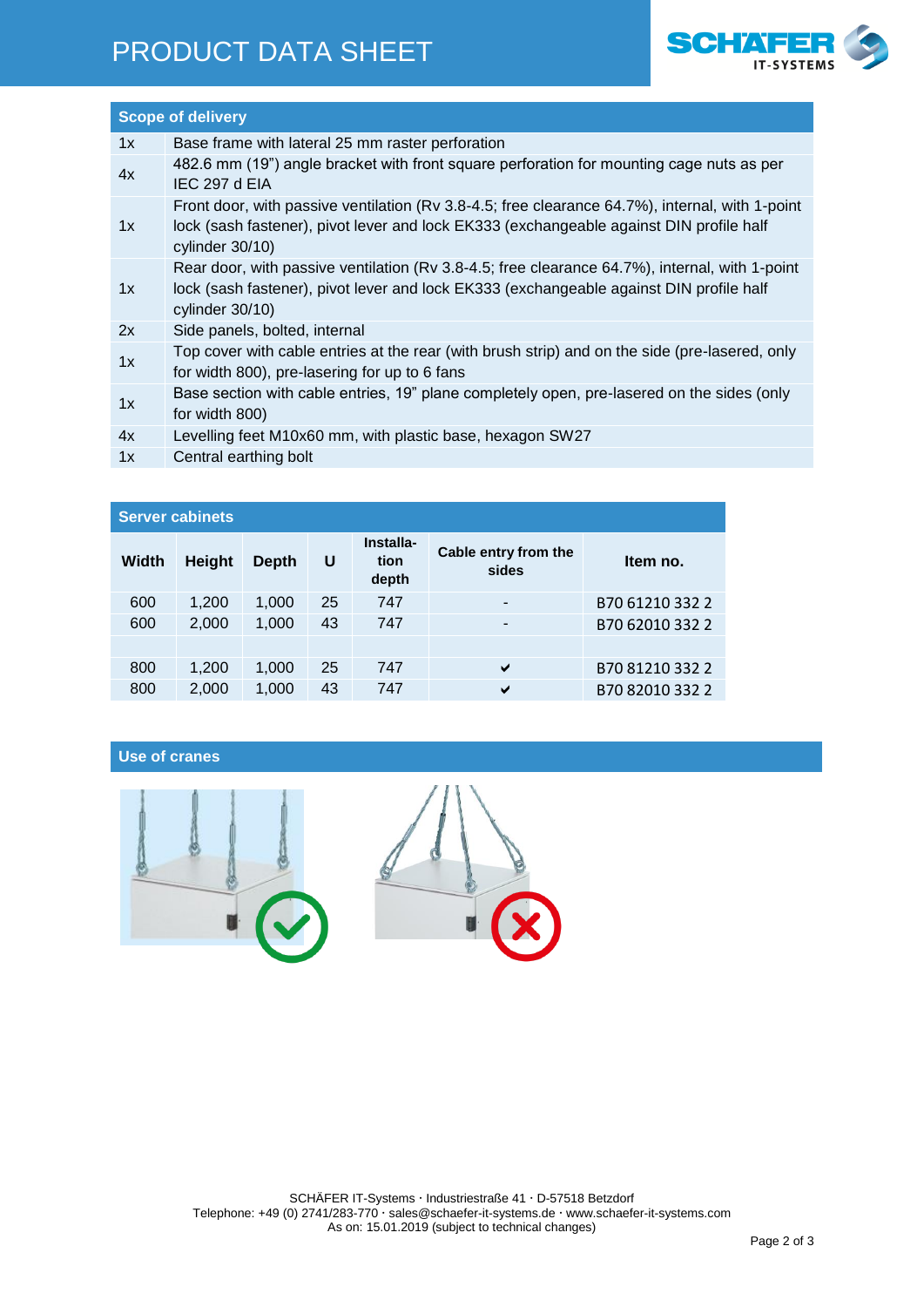## Scope of delivery

| | |
|---|---|
| 1x | Base frame with lateral 25 mm raster perforation |
| 4x | 482.6 mm (19") angle bracket with front square perforation for mounting cage nuts as per IEC 297 d EIA |
| 1x | Front door, with passive ventilation (Rv 3.8-4.5; free clearance 64.7%), internal, with 1-point lock (sash fastener), pivot lever and lock EK333 (exchangeable against DIN profile half cylinder 30/10) |
| 1x | Rear door, with passive ventilation (Rv 3.8-4.5; free clearance 64.7%), internal, with 1-point lock (sash fastener), pivot lever and lock EK333 (exchangeable against DIN profile half cylinder 30/10) |
| 2x | Side panels, bolted, internal |
| 1x | Top cover with cable entries at the rear (with brush strip) and on the side (pre-lasered, only for width 800), pre-lasering for up to 6 fans |
| 1x | Base section with cable entries, 19" plane completely open, pre-lasered on the sides (only for width 800) |
| 4x | Levelling feet M10x60 mm, with plastic base, hexagon SW27 |
| 1x | Central earthing bolt |

## Server cabinets

| Width | Height | Depth | U | Installa-tion depth | Cable entry from the sides | Item no. |
|---|---|---|---|---|---|---|
| 600 | 1,200 | 1,000 | 25 | 747 | - | B70 61210 332 2 |
| 600 | 2,000 | 1,000 | 43 | 747 | - | B70 62010 332 2 |
| | | | | | | |
| 800 | 1,200 | 1,000 | 25 | 747 | ✔ | B70 81210 332 2 |
| 800 | 2,000 | 1,000 | 43 | 747 | ✔ | B70 82010 332 2 |

## Use of cranes

SCHÄFER IT-Systems · Industriestraße 41 · D-57518 Betzdorf
Telephone: +49 (0) 2741/283-770 · sales@schaefer-it-systems.de · www.schaefer-it-systems.com
As on: 15.01.2019 (subject to technical changes)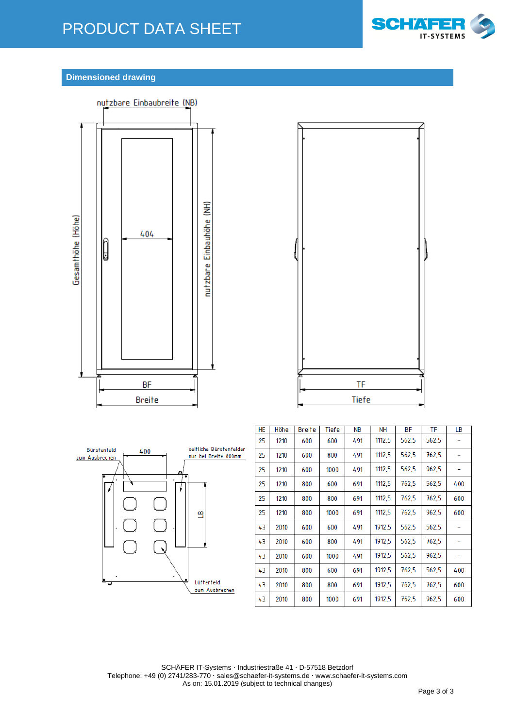# PRODUCT DATA SHEET

## Dimensioned drawing

nutzbare Einbaubreite (NB)

404

Gesamthöhe (Höhe)

nutzbare Einbauhöhe (NH)

BF

Breite

TF

Tiefe

Bürstenfeld zum Ausbrechen

400

seitliche Bürstenfelder nur bei Breite 800mm

LB

Lüfterfeld zum Ausbrechen

| HE | Höhe | Breite | Tiefe | NB | NH | BF | TF | LB |
|---|---|---|---|---|---|---|---|---|
| 25 | 1210 | 600 | 600 | 491 | 1112,5 | 562,5 | 562,5 | – |
| 25 | 1210 | 600 | 800 | 491 | 1112,5 | 562,5 | 762,5 | – |
| 25 | 1210 | 600 | 1000 | 491 | 1112,5 | 562,5 | 962,5 | – |
| 25 | 1210 | 800 | 600 | 691 | 1112,5 | 762,5 | 562,5 | 400 |
| 25 | 1210 | 800 | 800 | 691 | 1112,5 | 762,5 | 762,5 | 600 |
| 25 | 1210 | 800 | 1000 | 691 | 1112,5 | 762,5 | 962,5 | 600 |
| 43 | 2010 | 600 | 600 | 491 | 1912,5 | 562,5 | 562,5 | – |
| 43 | 2010 | 600 | 800 | 491 | 1912,5 | 562,5 | 762,5 | – |
| 43 | 2010 | 600 | 1000 | 491 | 1912,5 | 562,5 | 962,5 | – |
| 43 | 2010 | 800 | 600 | 691 | 1912,5 | 762,5 | 562,5 | 400 |
| 43 | 2010 | 800 | 800 | 691 | 1912,5 | 762,5 | 762,5 | 600 |
| 43 | 2010 | 800 | 1000 | 691 | 1912,5 | 762,5 | 962,5 | 600 |

SCHÄFER IT-Systems · Industriestraße 41 · D-57518 Betzdorf
Telephone: +49 (0) 2741/283-770 · sales@schaefer-it-systems.de · www.schaefer-it-systems.com
As on: 15.01.2019 (subject to technical changes)